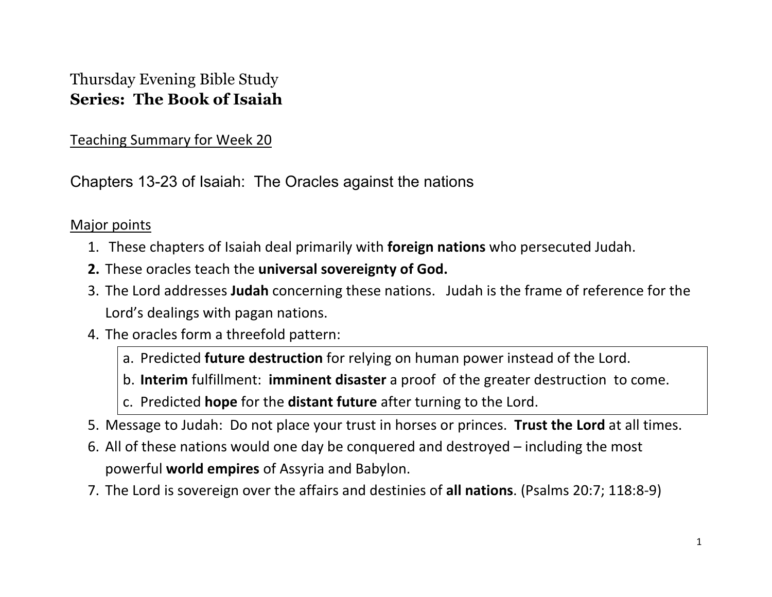Thursday Evening Bible Study
**Series: The Book of Isaiah**

Teaching Summary for Week 20

## Chapters 13-23 of Isaiah: The Oracles against the nations

Major points

1. These chapters of Isaiah deal primarily with **foreign nations** who persecuted Judah.
2. **These oracles teach the universal sovereignty of God.**
3. The Lord addresses **Judah** concerning these nations. Judah is the frame of reference for the Lord's dealings with pagan nations.
4. The oracles form a threefold pattern:
   a. Predicted **future destruction** for relying on human power instead of the Lord.
   b. **Interim** fulfillment: **imminent disaster** a proof of the greater destruction to come.
   c. Predicted **hope** for the **distant future** after turning to the Lord.
5. Message to Judah: Do not place your trust in horses or princes. **Trust the Lord** at all times.
6. All of these nations would one day be conquered and destroyed – including the most powerful **world empires** of Assyria and Babylon.
7. The Lord is sovereign over the affairs and destinies of **all nations**. (Psalms 20:7; 118:8-9)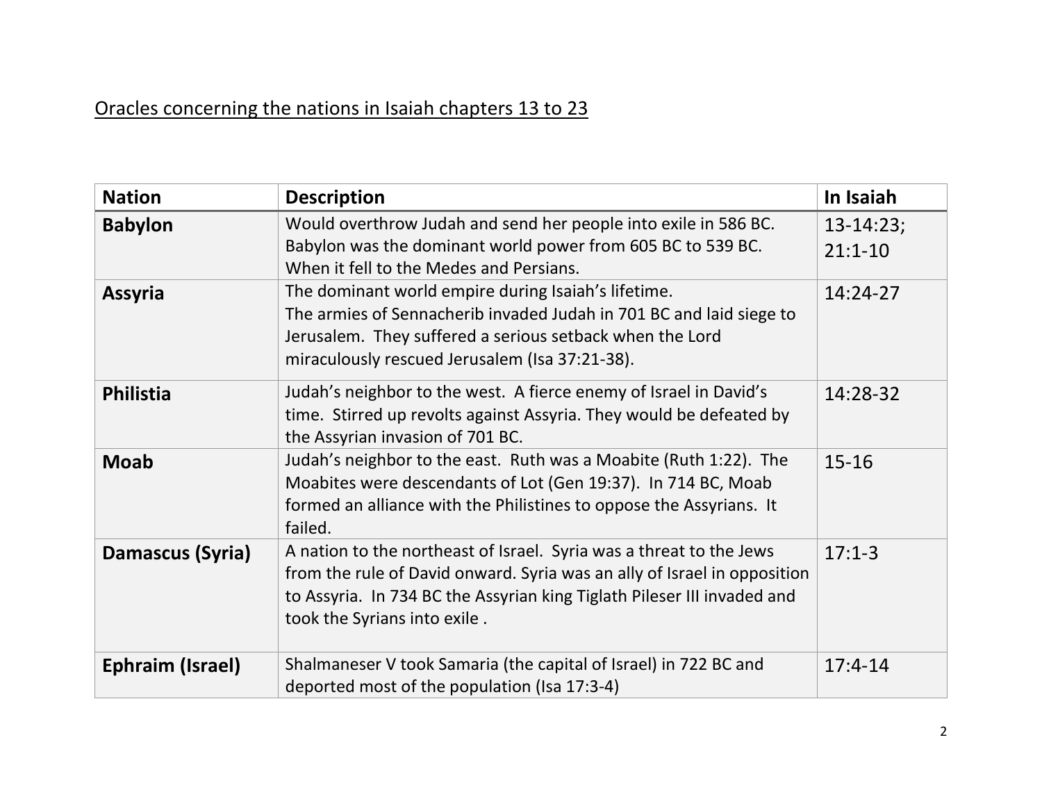Oracles concerning the nations in Isaiah chapters 13 to 23

| Nation | Description | In Isaiah |
|---|---|---|
| **Babylon** | Would overthrow Judah and send her people into exile in 586 BC. Babylon was the dominant world power from 605 BC to 539 BC. When it fell to the Medes and Persians. | 13-14:23; 21:1-10 |
| **Assyria** | The dominant world empire during Isaiah's lifetime. The armies of Sennacherib invaded Judah in 701 BC and laid siege to Jerusalem. They suffered a serious setback when the Lord miraculously rescued Jerusalem (Isa 37:21-38). | 14:24-27 |
| **Philistia** | Judah's neighbor to the west. A fierce enemy of Israel in David's time. Stirred up revolts against Assyria. They would be defeated by the Assyrian invasion of 701 BC. | 14:28-32 |
| **Moab** | Judah's neighbor to the east. Ruth was a Moabite (Ruth 1:22). The Moabites were descendants of Lot (Gen 19:37). In 714 BC, Moab formed an alliance with the Philistines to oppose the Assyrians. It failed. | 15-16 |
| **Damascus (Syria)** | A nation to the northeast of Israel. Syria was a threat to the Jews from the rule of David onward. Syria was an ally of Israel in opposition to Assyria. In 734 BC the Assyrian king Tiglath Pileser III invaded and took the Syrians into exile . | 17:1-3 |
| **Ephraim (Israel)** | Shalmaneser V took Samaria (the capital of Israel) in 722 BC and deported most of the population (Isa 17:3-4) | 17:4-14 |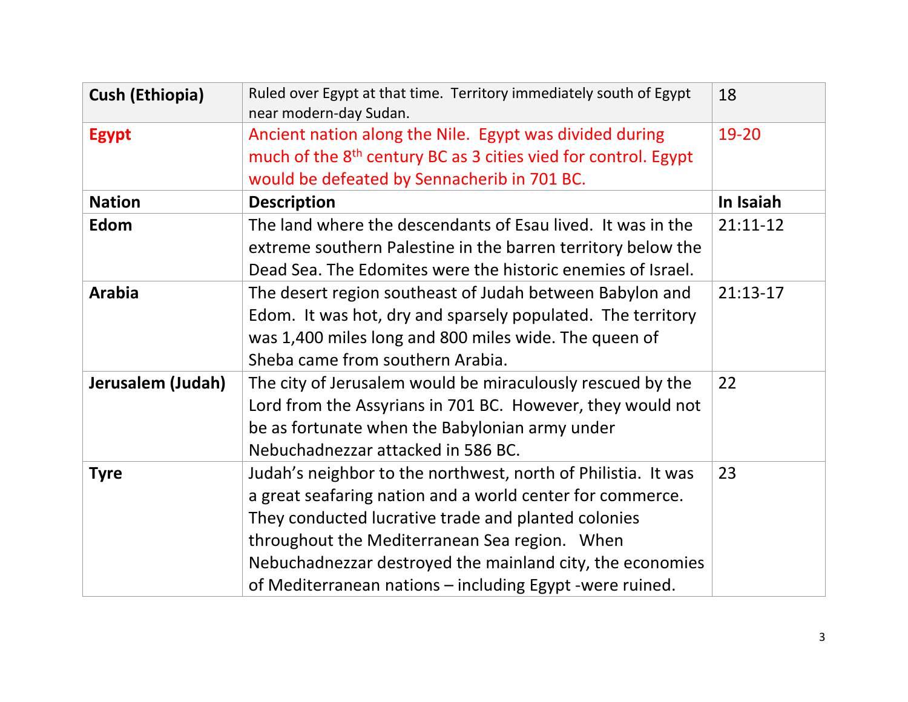| Cush (Ethiopia) | Ruled over Egypt at that time. Territory immediately south of Egypt near modern-day Sudan. | 18 |
|---|---|---|
| **Egypt** | Ancient nation along the Nile. Egypt was divided during much of the 8th century BC as 3 cities vied for control. Egypt would be defeated by Sennacherib in 701 BC. | 19-20 |
| **Nation** | **Description** | **In Isaiah** |
| **Edom** | The land where the descendants of Esau lived. It was in the extreme southern Palestine in the barren territory below the Dead Sea. The Edomites were the historic enemies of Israel. | 21:11-12 |
| **Arabia** | The desert region southeast of Judah between Babylon and Edom. It was hot, dry and sparsely populated. The territory was 1,400 miles long and 800 miles wide. The queen of Sheba came from southern Arabia. | 21:13-17 |
| **Jerusalem (Judah)** | The city of Jerusalem would be miraculously rescued by the Lord from the Assyrians in 701 BC. However, they would not be as fortunate when the Babylonian army under Nebuchadnezzar attacked in 586 BC. | 22 |
| **Tyre** | Judah's neighbor to the northwest, north of Philistia. It was a great seafaring nation and a world center for commerce. They conducted lucrative trade and planted colonies throughout the Mediterranean Sea region. When Nebuchadnezzar destroyed the mainland city, the economies of Mediterranean nations – including Egypt -were ruined. | 23 |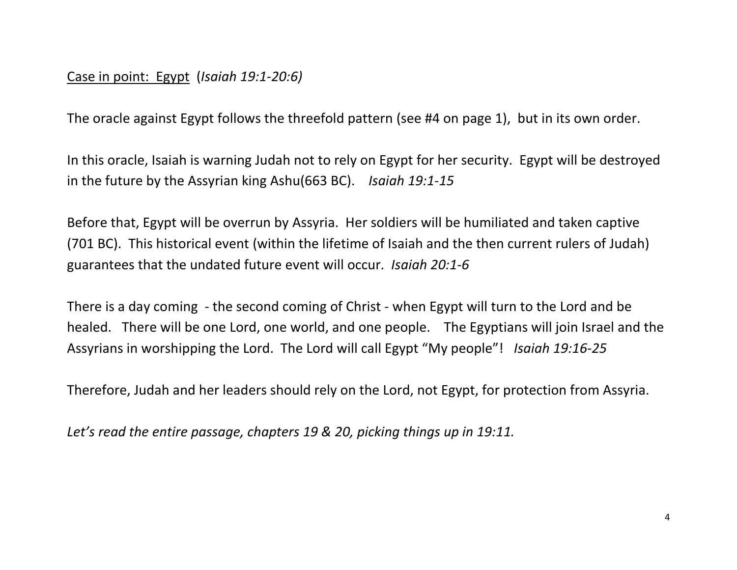Case in point: Egypt (*Isaiah 19:1-20:6)*

The oracle against Egypt follows the threefold pattern (see #4 on page 1), but in its own order.

In this oracle, Isaiah is warning Judah not to rely on Egypt for her security. Egypt will be destroyed in the future by the Assyrian king Ashu(663 BC). *Isaiah 19:1-15*

Before that, Egypt will be overrun by Assyria. Her soldiers will be humiliated and taken captive (701 BC). This historical event (within the lifetime of Isaiah and the then current rulers of Judah) guarantees that the undated future event will occur. *Isaiah 20:1-6*

There is a day coming - the second coming of Christ - when Egypt will turn to the Lord and be healed. There will be one Lord, one world, and one people. The Egyptians will join Israel and the Assyrians in worshipping the Lord. The Lord will call Egypt "My people"! *Isaiah 19:16-25*

Therefore, Judah and her leaders should rely on the Lord, not Egypt, for protection from Assyria.

*Let's read the entire passage, chapters 19 & 20, picking things up in 19:11.*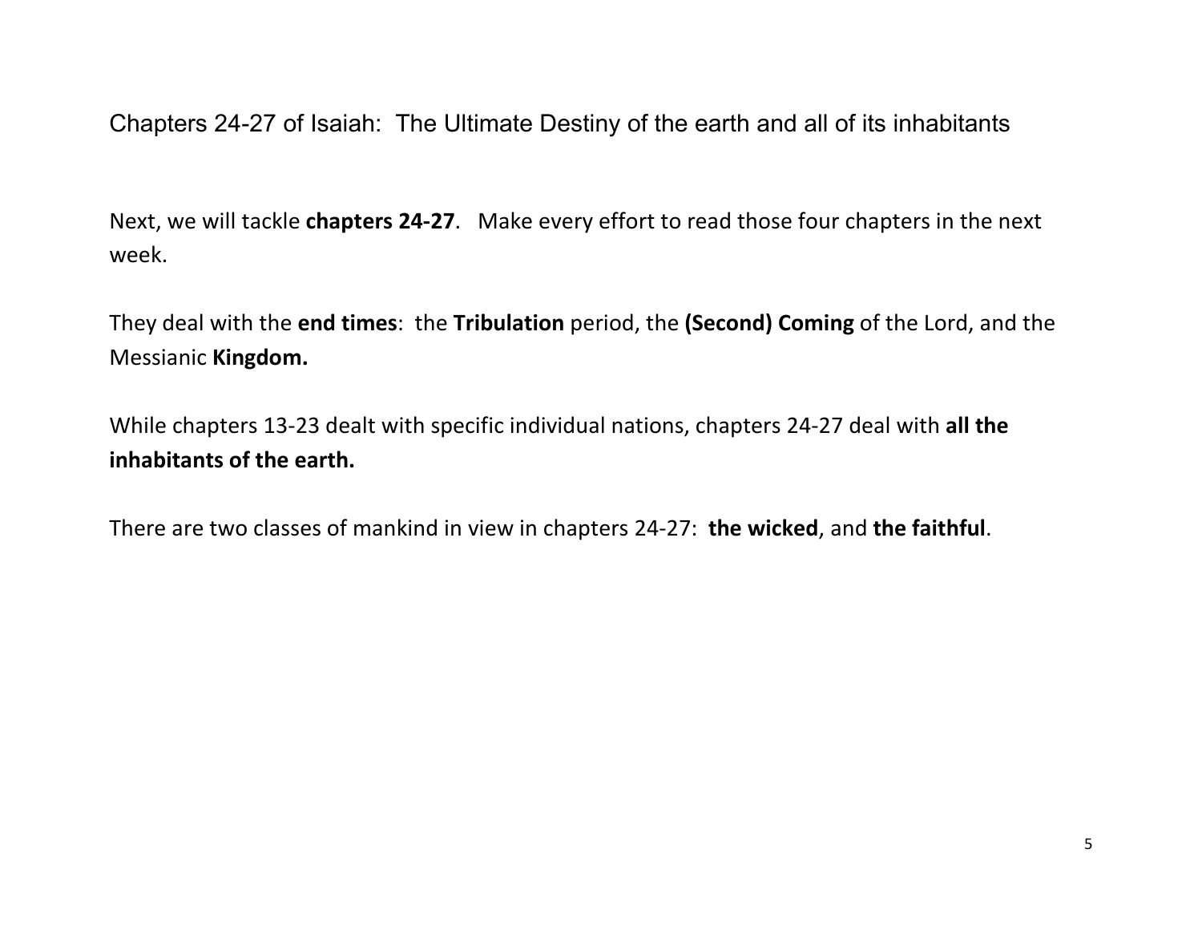## Chapters 24-27 of Isaiah: The Ultimate Destiny of the earth and all of its inhabitants

Next, we will tackle **chapters 24-27**. Make every effort to read those four chapters in the next week.

They deal with the **end times**: the **Tribulation** period, the **(Second) Coming** of the Lord, and the Messianic **Kingdom.**

While chapters 13-23 dealt with specific individual nations, chapters 24-27 deal with **all the inhabitants of the earth.**

There are two classes of mankind in view in chapters 24-27: **the wicked**, and **the faithful**.